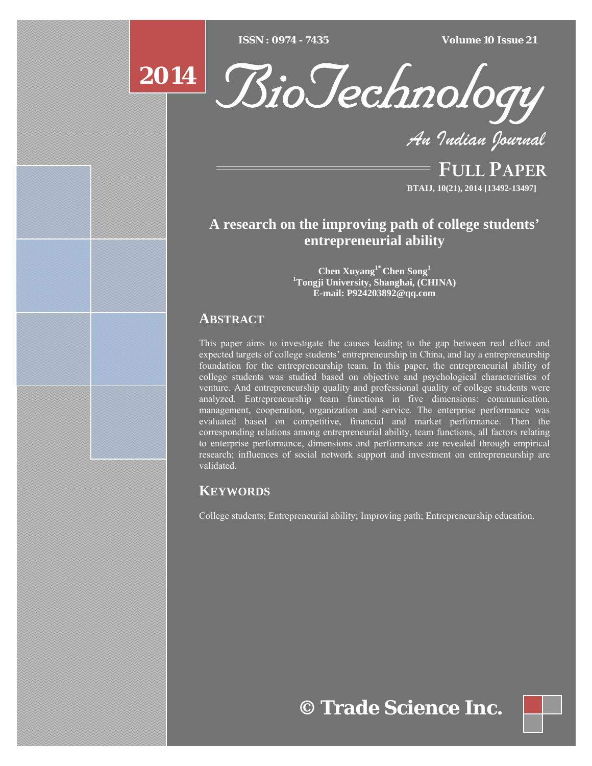# A research on the improving path of college students' entrepreneurial ability

**Chen Xuyang[1*] Chen Song[1]**
[1]Tongji University, Shanghai, (CHINA)
E-mail: P924203892@qq.com

## ABSTRACT

This paper aims to investigate the causes leading to the gap between real effect and expected targets of college students' entrepreneurship in China, and lay a entrepreneurship foundation for the entrepreneurship team. In this paper, the entrepreneurial ability of college students was studied based on objective and psychological characteristics of venture. And entrepreneurship quality and professional quality of college students were analyzed. Entrepreneurship team functions in five dimensions: communication, management, cooperation, organization and service. The enterprise performance was evaluated based on competitive, financial and market performance. Then the corresponding relations among entrepreneurial ability, team functions, all factors relating to enterprise performance, dimensions and performance are revealed through empirical research; influences of social network support and investment on entrepreneurship are validated.

## KEYWORDS

College students; Entrepreneurial ability; Improving path; Entrepreneurship education.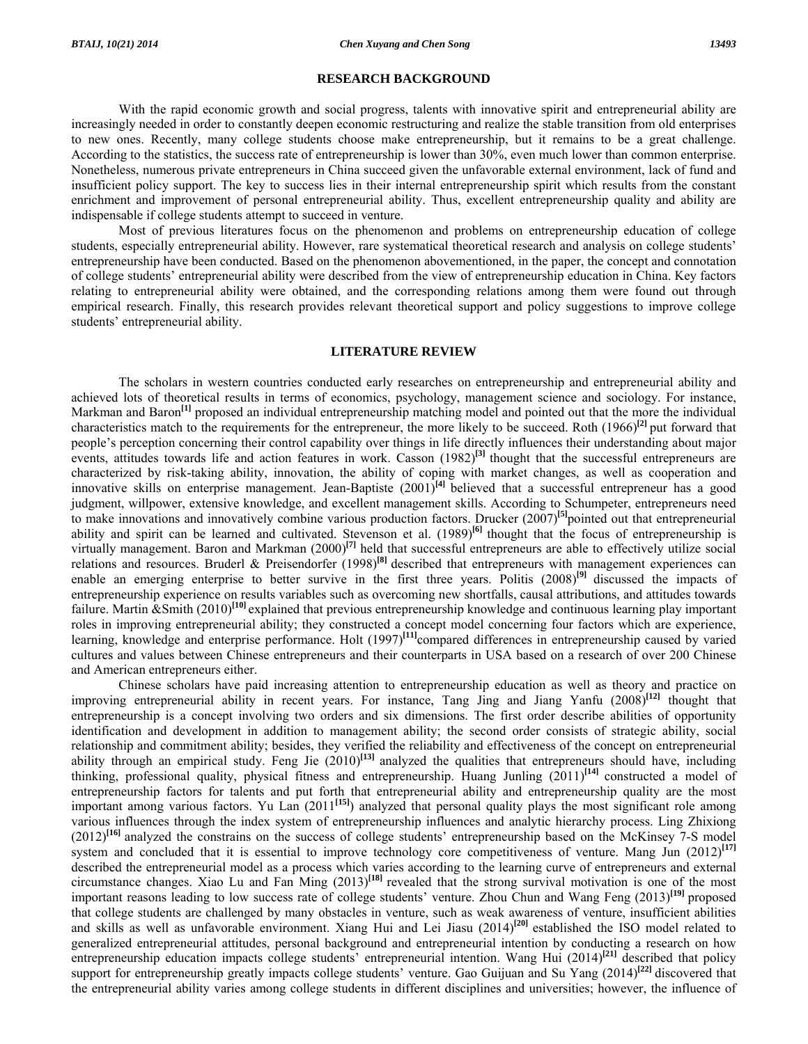## RESEARCH BACKGROUND

With the rapid economic growth and social progress, talents with innovative spirit and entrepreneurial ability are increasingly needed in order to constantly deepen economic restructuring and realize the stable transition from old enterprises to new ones. Recently, many college students choose make entrepreneurship, but it remains to be a great challenge. According to the statistics, the success rate of entrepreneurship is lower than 30%, even much lower than common enterprise. Nonetheless, numerous private entrepreneurs in China succeed given the unfavorable external environment, lack of fund and insufficient policy support. The key to success lies in their internal entrepreneurship spirit which results from the constant enrichment and improvement of personal entrepreneurial ability. Thus, excellent entrepreneurship quality and ability are indispensable if college students attempt to succeed in venture.

Most of previous literatures focus on the phenomenon and problems on entrepreneurship education of college students, especially entrepreneurial ability. However, rare systematical theoretical research and analysis on college students' entrepreneurship have been conducted. Based on the phenomenon abovementioned, in the paper, the concept and connotation of college students' entrepreneurial ability were described from the view of entrepreneurship education in China. Key factors relating to entrepreneurial ability were obtained, and the corresponding relations among them were found out through empirical research. Finally, this research provides relevant theoretical support and policy suggestions to improve college students' entrepreneurial ability.

## LITERATURE REVIEW

The scholars in western countries conducted early researches on entrepreneurship and entrepreneurial ability and achieved lots of theoretical results in terms of economics, psychology, management science and sociology. For instance, Markman and Baron[1] proposed an individual entrepreneurship matching model and pointed out that the more the individual characteristics match to the requirements for the entrepreneur, the more likely to be succeed. Roth (1966)[2] put forward that people's perception concerning their control capability over things in life directly influences their understanding about major events, attitudes towards life and action features in work. Casson (1982)[3] thought that the successful entrepreneurs are characterized by risk-taking ability, innovation, the ability of coping with market changes, as well as cooperation and innovative skills on enterprise management. Jean-Baptiste (2001)[4] believed that a successful entrepreneur has a good judgment, willpower, extensive knowledge, and excellent management skills. According to Schumpeter, entrepreneurs need to make innovations and innovatively combine various production factors. Drucker (2007)[5]pointed out that entrepreneurial ability and spirit can be learned and cultivated. Stevenson et al. (1989)[6] thought that the focus of entrepreneurship is virtually management. Baron and Markman (2000)[7] held that successful entrepreneurs are able to effectively utilize social relations and resources. Bruderl & Preisendorfer (1998)[8] described that entrepreneurs with management experiences can enable an emerging enterprise to better survive in the first three years. Politis (2008)[9] discussed the impacts of entrepreneurship experience on results variables such as overcoming new shortfalls, causal attributions, and attitudes towards failure. Martin &Smith (2010)[10] explained that previous entrepreneurship knowledge and continuous learning play important roles in improving entrepreneurial ability; they constructed a concept model concerning four factors which are experience, learning, knowledge and enterprise performance. Holt (1997)[11]compared differences in entrepreneurship caused by varied cultures and values between Chinese entrepreneurs and their counterparts in USA based on a research of over 200 Chinese and American entrepreneurs either.

Chinese scholars have paid increasing attention to entrepreneurship education as well as theory and practice on improving entrepreneurial ability in recent years. For instance, Tang Jing and Jiang Yanfu (2008)[12] thought that entrepreneurship is a concept involving two orders and six dimensions. The first order describe abilities of opportunity identification and development in addition to management ability; the second order consists of strategic ability, social relationship and commitment ability; besides, they verified the reliability and effectiveness of the concept on entrepreneurial ability through an empirical study. Feng Jie (2010)[13] analyzed the qualities that entrepreneurs should have, including thinking, professional quality, physical fitness and entrepreneurship. Huang Junling (2011)[14] constructed a model of entrepreneurship factors for talents and put forth that entrepreneurial ability and entrepreneurship quality are the most important among various factors. Yu Lan (2011[15]) analyzed that personal quality plays the most significant role among various influences through the index system of entrepreneurship influences and analytic hierarchy process. Ling Zhixiong (2012)[16] analyzed the constrains on the success of college students' entrepreneurship based on the McKinsey 7-S model system and concluded that it is essential to improve technology core competitiveness of venture. Mang Jun (2012)[17] described the entrepreneurial model as a process which varies according to the learning curve of entrepreneurs and external circumstance changes. Xiao Lu and Fan Ming (2013)[18] revealed that the strong survival motivation is one of the most important reasons leading to low success rate of college students' venture. Zhou Chun and Wang Feng (2013)[19] proposed that college students are challenged by many obstacles in venture, such as weak awareness of venture, insufficient abilities and skills as well as unfavorable environment. Xiang Hui and Lei Jiasu (2014)[20] established the ISO model related to generalized entrepreneurial attitudes, personal background and entrepreneurial intention by conducting a research on how entrepreneurship education impacts college students' entrepreneurial intention. Wang Hui (2014)[21] described that policy support for entrepreneurship greatly impacts college students' venture. Gao Guijuan and Su Yang (2014)[22] discovered that the entrepreneurial ability varies among college students in different disciplines and universities; however, the influence of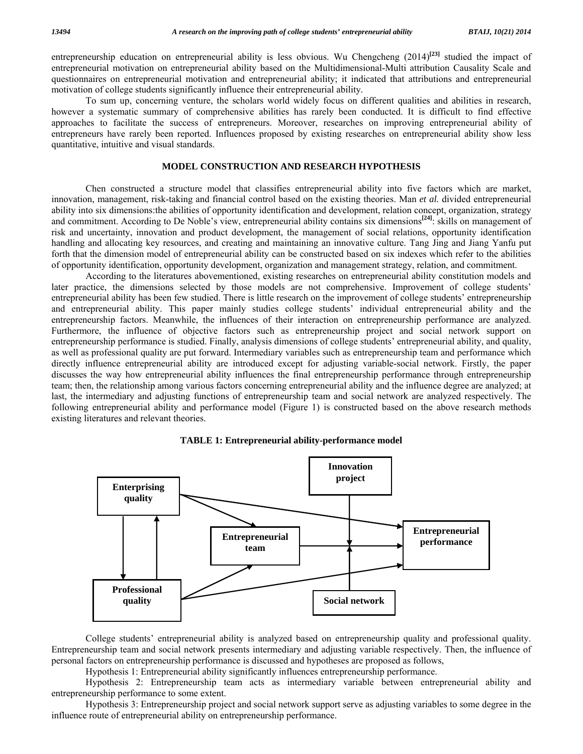entrepreneurship education on entrepreneurial ability is less obvious. Wu Chengcheng (2014)[23] studied the impact of entrepreneurial motivation on entrepreneurial ability based on the Multidimensional-Multi attribution Causality Scale and questionnaires on entrepreneurial motivation and entrepreneurial ability; it indicated that attributions and entrepreneurial motivation of college students significantly influence their entrepreneurial ability.

To sum up, concerning venture, the scholars world widely focus on different qualities and abilities in research, however a systematic summary of comprehensive abilities has rarely been conducted. It is difficult to find effective approaches to facilitate the success of entrepreneurs. Moreover, researches on improving entrepreneurial ability of entrepreneurs have rarely been reported. Influences proposed by existing researches on entrepreneurial ability show less quantitative, intuitive and visual standards.

## MODEL CONSTRUCTION AND RESEARCH HYPOTHESIS

Chen constructed a structure model that classifies entrepreneurial ability into five factors which are market, innovation, management, risk-taking and financial control based on the existing theories. Man *et al.* divided entrepreneurial ability into six dimensions:the abilities of opportunity identification and development, relation concept, organization, strategy and commitment. According to De Noble's view, entrepreneurial ability contains six dimensions[24]: skills on management of risk and uncertainty, innovation and product development, the management of social relations, opportunity identification handling and allocating key resources, and creating and maintaining an innovative culture. Tang Jing and Jiang Yanfu put forth that the dimension model of entrepreneurial ability can be constructed based on six indexes which refer to the abilities of opportunity identification, opportunity development, organization and management strategy, relation, and commitment.

According to the literatures abovementioned, existing researches on entrepreneurial ability constitution models and later practice, the dimensions selected by those models are not comprehensive. Improvement of college students' entrepreneurial ability has been few studied. There is little research on the improvement of college students' entrepreneurship and entrepreneurial ability. This paper mainly studies college students' individual entrepreneurial ability and the entrepreneurship factors. Meanwhile, the influences of their interaction on entrepreneurship performance are analyzed. Furthermore, the influence of objective factors such as entrepreneurship project and social network support on entrepreneurship performance is studied. Finally, analysis dimensions of college students' entrepreneurial ability, and quality, as well as professional quality are put forward. Intermediary variables such as entrepreneurship team and performance which directly influence entrepreneurial ability are introduced except for adjusting variable-social network. Firstly, the paper discusses the way how entrepreneurial ability influences the final entrepreneurship performance through entrepreneurship team; then, the relationship among various factors concerning entrepreneurial ability and the influence degree are analyzed; at last, the intermediary and adjusting functions of entrepreneurship team and social network are analyzed respectively. The following entrepreneurial ability and performance model (Figure 1) is constructed based on the above research methods existing literatures and relevant theories.

**TABLE 1: Entrepreneurial ability-performance model**

College students' entrepreneurial ability is analyzed based on entrepreneurship quality and professional quality. Entrepreneurship team and social network presents intermediary and adjusting variable respectively. Then, the influence of personal factors on entrepreneurship performance is discussed and hypotheses are proposed as follows,

Hypothesis 1: Entrepreneurial ability significantly influences entrepreneurship performance.

Hypothesis 2: Entrepreneurship team acts as intermediary variable between entrepreneurial ability and entrepreneurship performance to some extent.

Hypothesis 3: Entrepreneurship project and social network support serve as adjusting variables to some degree in the influence route of entrepreneurial ability on entrepreneurship performance.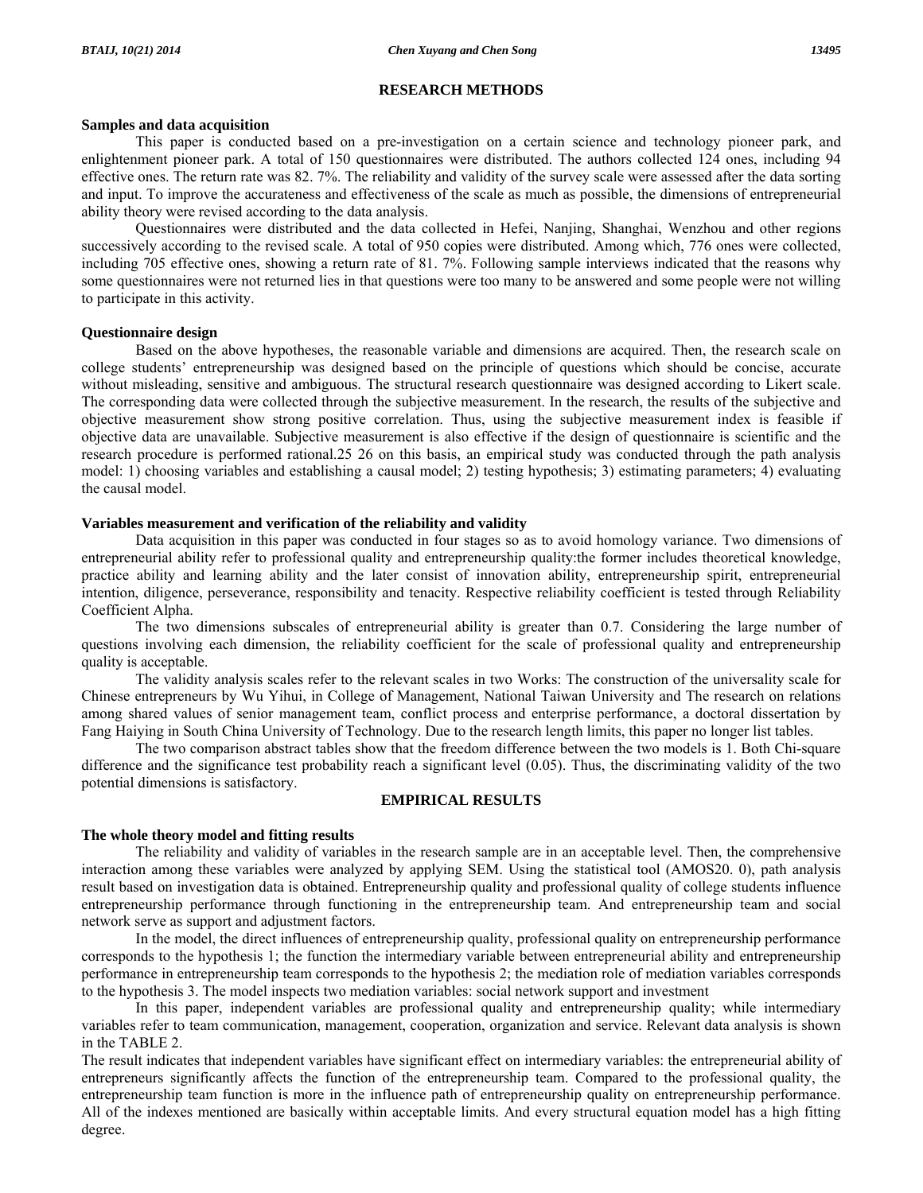## RESEARCH METHODS

### Samples and data acquisition

This paper is conducted based on a pre-investigation on a certain science and technology pioneer park, and enlightenment pioneer park. A total of 150 questionnaires were distributed. The authors collected 124 ones, including 94 effective ones. The return rate was 82. 7%. The reliability and validity of the survey scale were assessed after the data sorting and input. To improve the accurateness and effectiveness of the scale as much as possible, the dimensions of entrepreneurial ability theory were revised according to the data analysis.

Questionnaires were distributed and the data collected in Hefei, Nanjing, Shanghai, Wenzhou and other regions successively according to the revised scale. A total of 950 copies were distributed. Among which, 776 ones were collected, including 705 effective ones, showing a return rate of 81. 7%. Following sample interviews indicated that the reasons why some questionnaires were not returned lies in that questions were too many to be answered and some people were not willing to participate in this activity.

### Questionnaire design

Based on the above hypotheses, the reasonable variable and dimensions are acquired. Then, the research scale on college students' entrepreneurship was designed based on the principle of questions which should be concise, accurate without misleading, sensitive and ambiguous. The structural research questionnaire was designed according to Likert scale. The corresponding data were collected through the subjective measurement. In the research, the results of the subjective and objective measurement show strong positive correlation. Thus, using the subjective measurement index is feasible if objective data are unavailable. Subjective measurement is also effective if the design of questionnaire is scientific and the research procedure is performed rational.25 26 on this basis, an empirical study was conducted through the path analysis model: 1) choosing variables and establishing a causal model; 2) testing hypothesis; 3) estimating parameters; 4) evaluating the causal model.

### Variables measurement and verification of the reliability and validity

Data acquisition in this paper was conducted in four stages so as to avoid homology variance. Two dimensions of entrepreneurial ability refer to professional quality and entrepreneurship quality:the former includes theoretical knowledge, practice ability and learning ability and the later consist of innovation ability, entrepreneurship spirit, entrepreneurial intention, diligence, perseverance, responsibility and tenacity. Respective reliability coefficient is tested through Reliability Coefficient Alpha.

The two dimensions subscales of entrepreneurial ability is greater than 0.7. Considering the large number of questions involving each dimension, the reliability coefficient for the scale of professional quality and entrepreneurship quality is acceptable.

The validity analysis scales refer to the relevant scales in two Works: The construction of the universality scale for Chinese entrepreneurs by Wu Yihui, in College of Management, National Taiwan University and The research on relations among shared values of senior management team, conflict process and enterprise performance, a doctoral dissertation by Fang Haiying in South China University of Technology. Due to the research length limits, this paper no longer list tables.

The two comparison abstract tables show that the freedom difference between the two models is 1. Both Chi-square difference and the significance test probability reach a significant level (0.05). Thus, the discriminating validity of the two potential dimensions is satisfactory.

## EMPIRICAL RESULTS

### The whole theory model and fitting results

The reliability and validity of variables in the research sample are in an acceptable level. Then, the comprehensive interaction among these variables were analyzed by applying SEM. Using the statistical tool (AMOS20. 0), path analysis result based on investigation data is obtained. Entrepreneurship quality and professional quality of college students influence entrepreneurship performance through functioning in the entrepreneurship team. And entrepreneurship team and social network serve as support and adjustment factors.

In the model, the direct influences of entrepreneurship quality, professional quality on entrepreneurship performance corresponds to the hypothesis 1; the function the intermediary variable between entrepreneurial ability and entrepreneurship performance in entrepreneurship team corresponds to the hypothesis 2; the mediation role of mediation variables corresponds to the hypothesis 3. The model inspects two mediation variables: social network support and investment

In this paper, independent variables are professional quality and entrepreneurship quality; while intermediary variables refer to team communication, management, cooperation, organization and service. Relevant data analysis is shown in the TABLE 2.

The result indicates that independent variables have significant effect on intermediary variables: the entrepreneurial ability of entrepreneurs significantly affects the function of the entrepreneurship team. Compared to the professional quality, the entrepreneurship team function is more in the influence path of entrepreneurship quality on entrepreneurship performance. All of the indexes mentioned are basically within acceptable limits. And every structural equation model has a high fitting degree.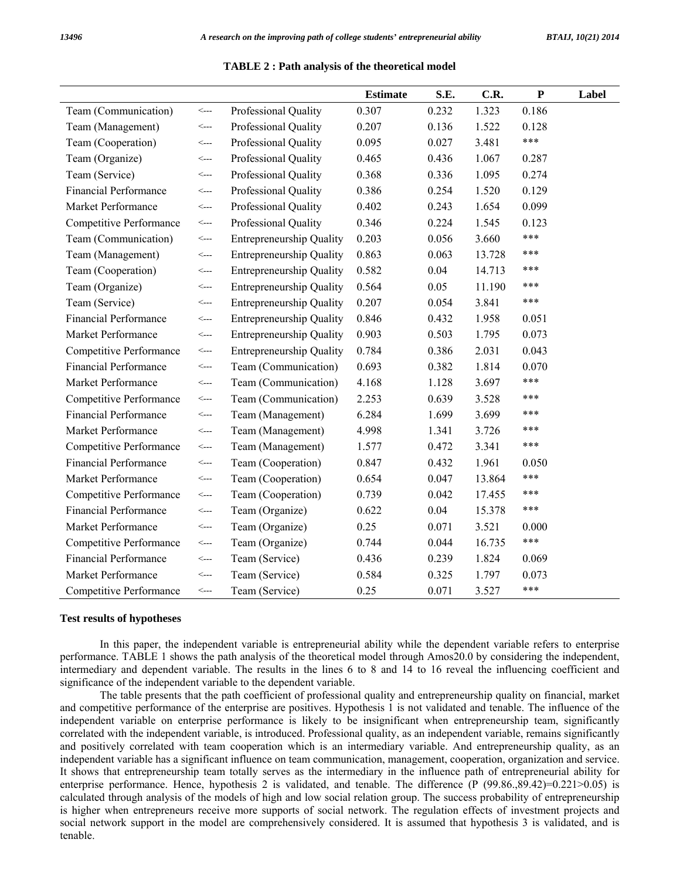**TABLE 2 : Path analysis of the theoretical model**

| | | | Estimate | S.E. | C.R. | P | Label |
|---|---|---|---|---|---|---|---|
| Team (Communication) | <--- | Professional Quality | 0.307 | 0.232 | 1.323 | 0.186 | |
| Team (Management) | <--- | Professional Quality | 0.207 | 0.136 | 1.522 | 0.128 | |
| Team (Cooperation) | <--- | Professional Quality | 0.095 | 0.027 | 3.481 | *** | |
| Team (Organize) | <--- | Professional Quality | 0.465 | 0.436 | 1.067 | 0.287 | |
| Team (Service) | <--- | Professional Quality | 0.368 | 0.336 | 1.095 | 0.274 | |
| Financial Performance | <--- | Professional Quality | 0.386 | 0.254 | 1.520 | 0.129 | |
| Market Performance | <--- | Professional Quality | 0.402 | 0.243 | 1.654 | 0.099 | |
| Competitive Performance | <--- | Professional Quality | 0.346 | 0.224 | 1.545 | 0.123 | |
| Team (Communication) | <--- | Entrepreneurship Quality | 0.203 | 0.056 | 3.660 | *** | |
| Team (Management) | <--- | Entrepreneurship Quality | 0.863 | 0.063 | 13.728 | *** | |
| Team (Cooperation) | <--- | Entrepreneurship Quality | 0.582 | 0.04 | 14.713 | *** | |
| Team (Organize) | <--- | Entrepreneurship Quality | 0.564 | 0.05 | 11.190 | *** | |
| Team (Service) | <--- | Entrepreneurship Quality | 0.207 | 0.054 | 3.841 | *** | |
| Financial Performance | <--- | Entrepreneurship Quality | 0.846 | 0.432 | 1.958 | 0.051 | |
| Market Performance | <--- | Entrepreneurship Quality | 0.903 | 0.503 | 1.795 | 0.073 | |
| Competitive Performance | <--- | Entrepreneurship Quality | 0.784 | 0.386 | 2.031 | 0.043 | |
| Financial Performance | <--- | Team (Communication) | 0.693 | 0.382 | 1.814 | 0.070 | |
| Market Performance | <--- | Team (Communication) | 4.168 | 1.128 | 3.697 | *** | |
| Competitive Performance | <--- | Team (Communication) | 2.253 | 0.639 | 3.528 | *** | |
| Financial Performance | <--- | Team (Management) | 6.284 | 1.699 | 3.699 | *** | |
| Market Performance | <--- | Team (Management) | 4.998 | 1.341 | 3.726 | *** | |
| Competitive Performance | <--- | Team (Management) | 1.577 | 0.472 | 3.341 | *** | |
| Financial Performance | <--- | Team (Cooperation) | 0.847 | 0.432 | 1.961 | 0.050 | |
| Market Performance | <--- | Team (Cooperation) | 0.654 | 0.047 | 13.864 | *** | |
| Competitive Performance | <--- | Team (Cooperation) | 0.739 | 0.042 | 17.455 | *** | |
| Financial Performance | <--- | Team (Organize) | 0.622 | 0.04 | 15.378 | *** | |
| Market Performance | <--- | Team (Organize) | 0.25 | 0.071 | 3.521 | 0.000 | |
| Competitive Performance | <--- | Team (Organize) | 0.744 | 0.044 | 16.735 | *** | |
| Financial Performance | <--- | Team (Service) | 0.436 | 0.239 | 1.824 | 0.069 | |
| Market Performance | <--- | Team (Service) | 0.584 | 0.325 | 1.797 | 0.073 | |
| Competitive Performance | <--- | Team (Service) | 0.25 | 0.071 | 3.527 | *** | |

**Test results of hypotheses**

In this paper, the independent variable is entrepreneurial ability while the dependent variable refers to enterprise performance. TABLE 1 shows the path analysis of the theoretical model through Amos20.0 by considering the independent, intermediary and dependent variable. The results in the lines 6 to 8 and 14 to 16 reveal the influencing coefficient and significance of the independent variable to the dependent variable.

The table presents that the path coefficient of professional quality and entrepreneurship quality on financial, market and competitive performance of the enterprise are positives. Hypothesis 1 is not validated and tenable. The influence of the independent variable on enterprise performance is likely to be insignificant when entrepreneurship team, significantly correlated with the independent variable, is introduced. Professional quality, as an independent variable, remains significantly and positively correlated with team cooperation which is an intermediary variable. And entrepreneurship quality, as an independent variable has a significant influence on team communication, management, cooperation, organization and service. It shows that entrepreneurship team totally serves as the intermediary in the influence path of entrepreneurial ability for enterprise performance. Hence, hypothesis 2 is validated, and tenable. The difference (P (99.86.,89.42)=0.221>0.05) is calculated through analysis of the models of high and low social relation group. The success probability of entrepreneurship is higher when entrepreneurs receive more supports of social network. The regulation effects of investment projects and social network support in the model are comprehensively considered. It is assumed that hypothesis 3 is validated, and is tenable.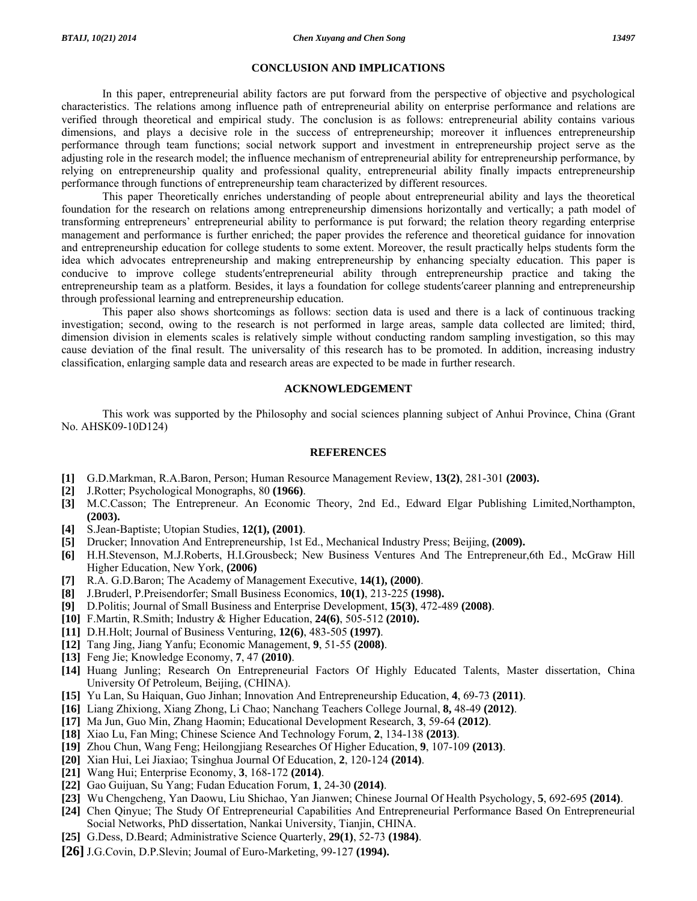## CONCLUSION AND IMPLICATIONS

In this paper, entrepreneurial ability factors are put forward from the perspective of objective and psychological characteristics. The relations among influence path of entrepreneurial ability on enterprise performance and relations are verified through theoretical and empirical study. The conclusion is as follows: entrepreneurial ability contains various dimensions, and plays a decisive role in the success of entrepreneurship; moreover it influences entrepreneurship performance through team functions; social network support and investment in entrepreneurship project serve as the adjusting role in the research model; the influence mechanism of entrepreneurial ability for entrepreneurship performance, by relying on entrepreneurship quality and professional quality, entrepreneurial ability finally impacts entrepreneurship performance through functions of entrepreneurship team characterized by different resources.

This paper Theoretically enriches understanding of people about entrepreneurial ability and lays the theoretical foundation for the research on relations among entrepreneurship dimensions horizontally and vertically; a path model of transforming entrepreneurs' entrepreneurial ability to performance is put forward; the relation theory regarding enterprise management and performance is further enriched; the paper provides the reference and theoretical guidance for innovation and entrepreneurship education for college students to some extent. Moreover, the result practically helps students form the idea which advocates entrepreneurship and making entrepreneurship by enhancing specialty education. This paper is conducive to improve college students′entrepreneurial ability through entrepreneurship practice and taking the entrepreneurship team as a platform. Besides, it lays a foundation for college students′career planning and entrepreneurship through professional learning and entrepreneurship education.

This paper also shows shortcomings as follows: section data is used and there is a lack of continuous tracking investigation; second, owing to the research is not performed in large areas, sample data collected are limited; third, dimension division in elements scales is relatively simple without conducting random sampling investigation, so this may cause deviation of the final result. The universality of this research has to be promoted. In addition, increasing industry classification, enlarging sample data and research areas are expected to be made in further research.

## ACKNOWLEDGEMENT

This work was supported by the Philosophy and social sciences planning subject of Anhui Province, China (Grant No. AHSK09-10D124)

## REFERENCES

**[1]** G.D.Markman, R.A.Baron, Person; Human Resource Management Review, **13(2)**, 281-301 **(2003).**

**[2]** J.Rotter; Psychological Monographs, 80 **(1966)**.

**[3]** M.C.Casson; The Entrepreneur. An Economic Theory, 2nd Ed., Edward Elgar Publishing Limited,Northampton, **(2003).**

**[4]** S.Jean-Baptiste; Utopian Studies, **12(1), (2001)**.

**[5]** Drucker; Innovation And Entrepreneurship, 1st Ed., Mechanical Industry Press; Beijing, **(2009).**

**[6]** H.H.Stevenson, M.J.Roberts, H.I.Grousbeck; New Business Ventures And The Entrepreneur,6th Ed., McGraw Hill Higher Education, New York, **(2006)**

**[7]** R.A. G.D.Baron; The Academy of Management Executive, **14(1), (2000)**.

**[8]** J.Bruderl, P.Preisendorfer; Small Business Economics, **10(1)**, 213-225 **(1998).**

**[9]** D.Politis; Journal of Small Business and Enterprise Development, **15(3)**, 472-489 **(2008)**.

**[10]** F.Martin, R.Smith; Industry & Higher Education, **24(6)**, 505-512 **(2010).**

**[11]** D.H.Holt; Journal of Business Venturing, **12(6)**, 483-505 **(1997)**.

**[12]** Tang Jing, Jiang Yanfu; Economic Management, **9**, 51-55 **(2008)**.

**[13]** Feng Jie; Knowledge Economy, **7**, 47 **(2010)**.

**[14]** Huang Junling; Research On Entrepreneurial Factors Of Highly Educated Talents, Master dissertation, China University Of Petroleum, Beijing, (CHINA).

**[15]** Yu Lan, Su Haiquan, Guo Jinhan; Innovation And Entrepreneurship Education, **4**, 69-73 **(2011)**.

**[16]** Liang Zhixiong, Xiang Zhong, Li Chao; Nanchang Teachers College Journal, **8,** 48-49 **(2012)**.

**[17]** Ma Jun, Guo Min, Zhang Haomin; Educational Development Research, **3**, 59-64 **(2012)**.

**[18]** Xiao Lu, Fan Ming; Chinese Science And Technology Forum, **2**, 134-138 **(2013)**.

**[19]** Zhou Chun, Wang Feng; Heilongjiang Researches Of Higher Education, **9**, 107-109 **(2013)**.

**[20]** Xian Hui, Lei Jiaxiao; Tsinghua Journal Of Education, **2**, 120-124 **(2014)**.

**[21]** Wang Hui; Enterprise Economy, **3**, 168-172 **(2014)**.

**[22]** Gao Guijuan, Su Yang; Fudan Education Forum, **1**, 24-30 **(2014)**.

**[23]** Wu Chengcheng, Yan Daowu, Liu Shichao, Yan Jianwen; Chinese Journal Of Health Psychology, **5**, 692-695 **(2014)**.

**[24]** Chen Qinyue; The Study Of Entrepreneurial Capabilities And Entrepreneurial Performance Based On Entrepreneurial Social Networks, PhD dissertation, Nankai University, Tianjin, CHINA.

**[25]** G.Dess, D.Beard; Administrative Science Quarterly, **29(1)**, 52-73 **(1984)**.

**[26]** J.G.Covin, D.P.Slevin; Joumal of Euro-Marketing, 99-127 **(1994).**